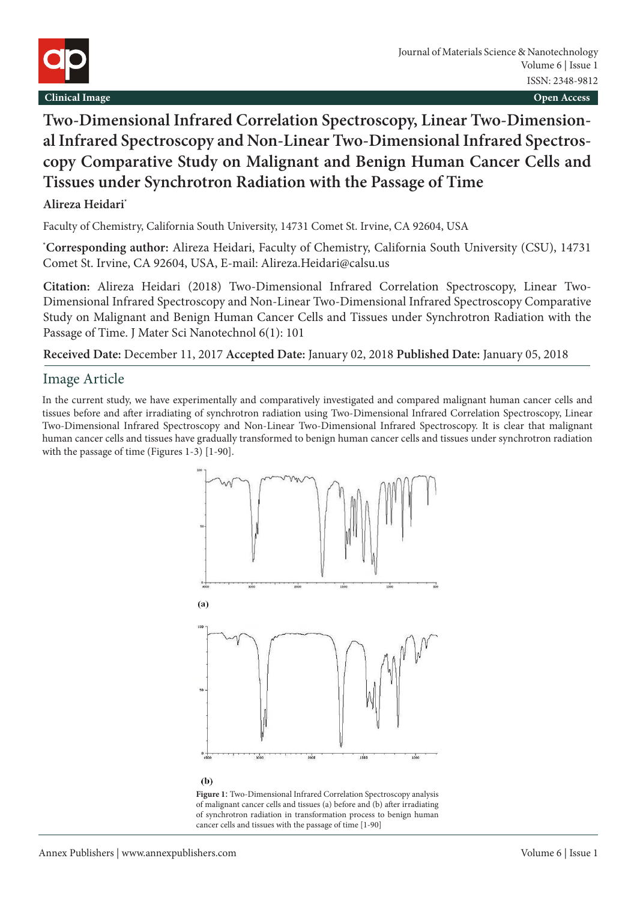**Clinical Image** **Open Access**

# Two-Dimensional Infrared Correlation Spectroscopy, Linear Two-Dimensional Infrared Spectroscopy and Non-Linear Two-Dimensional Infrared Spectroscopy Comparative Study on Malignant and Benign Human Cancer Cells and Tissues under Synchrotron Radiation with the Passage of Time

**Alireza Heidari***

Faculty of Chemistry, California South University, 14731 Comet St. Irvine, CA 92604, USA

***Corresponding author:** Alireza Heidari, Faculty of Chemistry, California South University (CSU), 14731 Comet St. Irvine, CA 92604, USA, E-mail: Alireza.Heidari@calsu.us

**Citation:** Alireza Heidari (2018) Two-Dimensional Infrared Correlation Spectroscopy, Linear Two-Dimensional Infrared Spectroscopy and Non-Linear Two-Dimensional Infrared Spectroscopy Comparative Study on Malignant and Benign Human Cancer Cells and Tissues under Synchrotron Radiation with the Passage of Time. J Mater Sci Nanotechnol 6(1): 101

**Received Date:** December 11, 2017 **Accepted Date:** January 02, 2018 **Published Date:** January 05, 2018

## Image Article

In the current study, we have experimentally and comparatively investigated and compared malignant human cancer cells and tissues before and after irradiating of synchrotron radiation using Two-Dimensional Infrared Correlation Spectroscopy, Linear Two-Dimensional Infrared Spectroscopy and Non-Linear Two-Dimensional Infrared Spectroscopy. It is clear that malignant human cancer cells and tissues have gradually transformed to benign human cancer cells and tissues under synchrotron radiation with the passage of time (Figures 1-3) [1-90].

(a)

(b)

**Figure 1:** Two-Dimensional Infrared Correlation Spectroscopy analysis of malignant cancer cells and tissues (a) before and (b) after irradiating of synchrotron radiation in transformation process to benign human cancer cells and tissues with the passage of time [1-90]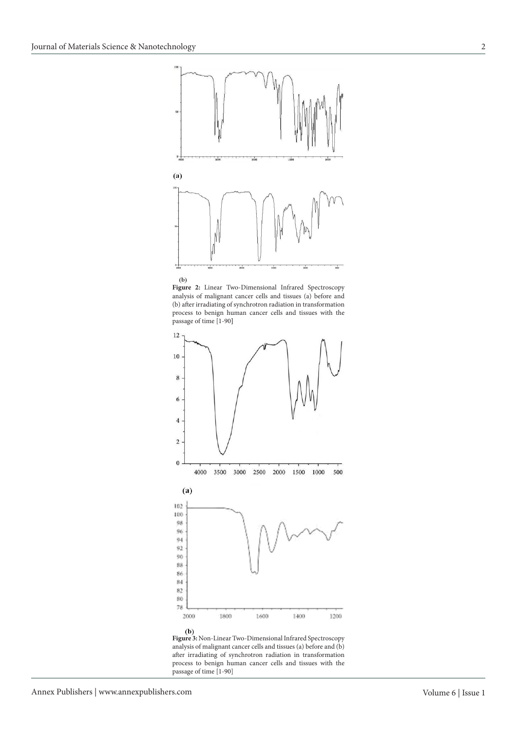(a)

(b)

**Figure 2:** Linear Two-Dimensional Infrared Spectroscopy analysis of malignant cancer cells and tissues (a) before and (b) after irradiating of synchrotron radiation in transformation process to benign human cancer cells and tissues with the passage of time [1-90]

(a)

(b)

**Figure 3:** Non-Linear Two-Dimensional Infrared Spectroscopy analysis of malignant cancer cells and tissues (a) before and (b) after irradiating of synchrotron radiation in transformation process to benign human cancer cells and tissues with the passage of time [1-90]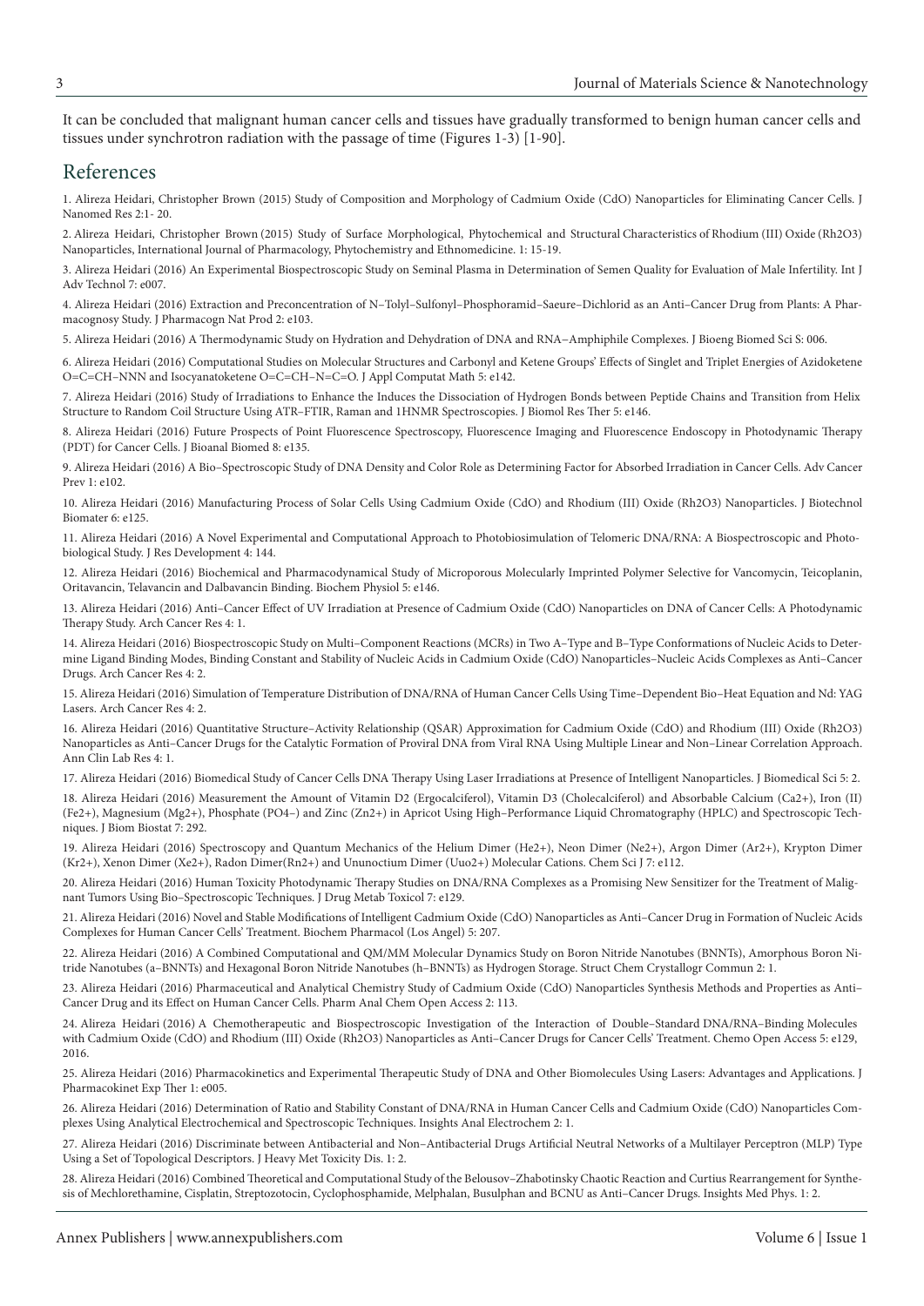It can be concluded that malignant human cancer cells and tissues have gradually transformed to benign human cancer cells and tissues under synchrotron radiation with the passage of time (Figures 1-3) [1-90].

## References

1. Alireza Heidari, Christopher Brown (2015) Study of Composition and Morphology of Cadmium Oxide (CdO) Nanoparticles for Eliminating Cancer Cells. J Nanomed Res 2:1- 20.

2. Alireza Heidari, Christopher Brown (2015) Study of Surface Morphological, Phytochemical and Structural Characteristics of Rhodium (III) Oxide ($Rh_2O_3$) Nanoparticles, International Journal of Pharmacology, Phytochemistry and Ethnomedicine. 1: 15-19.

3. Alireza Heidari (2016) An Experimental Biospectroscopic Study on Seminal Plasma in Determination of Semen Quality for Evaluation of Male Infertility. Int J Adv Technol 7: e007.

4. Alireza Heidari (2016) Extraction and Preconcentration of N–Tolyl–Sulfonyl–Phosphoramid–Saeure–Dichlorid as an Anti–Cancer Drug from Plants: A Pharmacognosy Study. J Pharmacogn Nat Prod 2: e103.

5. Alireza Heidari (2016) A Thermodynamic Study on Hydration and Dehydration of DNA and RNA–Amphiphile Complexes. J Bioeng Biomed Sci S: 006.

6. Alireza Heidari (2016) Computational Studies on Molecular Structures and Carbonyl and Ketene Groups' Effects of Singlet and Triplet Energies of Azidoketene O=C=CH–NNN and Isocyanatoketene O=C=CH–N=C=O. J Appl Computat Math 5: e142.

7. Alireza Heidari (2016) Study of Irradiations to Enhance the Induces the Dissociation of Hydrogen Bonds between Peptide Chains and Transition from Helix Structure to Random Coil Structure Using ATR–FTIR, Raman and 1HNMR Spectroscopies. J Biomol Res Ther 5: e146.

8. Alireza Heidari (2016) Future Prospects of Point Fluorescence Spectroscopy, Fluorescence Imaging and Fluorescence Endoscopy in Photodynamic Therapy (PDT) for Cancer Cells. J Bioanal Biomed 8: e135.

9. Alireza Heidari (2016) A Bio–Spectroscopic Study of DNA Density and Color Role as Determining Factor for Absorbed Irradiation in Cancer Cells. Adv Cancer Prev 1: e102.

10. Alireza Heidari (2016) Manufacturing Process of Solar Cells Using Cadmium Oxide (CdO) and Rhodium (III) Oxide ($Rh_2O_3$) Nanoparticles. J Biotechnol Biomater 6: e125.

11. Alireza Heidari (2016) A Novel Experimental and Computational Approach to Photobiosimulation of Telomeric DNA/RNA: A Biospectroscopic and Photobiological Study. J Res Development 4: 144.

12. Alireza Heidari (2016) Biochemical and Pharmacodynamical Study of Microporous Molecularly Imprinted Polymer Selective for Vancomycin, Teicoplanin, Oritavancin, Telavancin and Dalbavancin Binding. Biochem Physiol 5: e146.

13. Alireza Heidari (2016) Anti–Cancer Effect of UV Irradiation at Presence of Cadmium Oxide (CdO) Nanoparticles on DNA of Cancer Cells: A Photodynamic Therapy Study. Arch Cancer Res 4: 1.

14. Alireza Heidari (2016) Biospectroscopic Study on Multi–Component Reactions (MCRs) in Two A–Type and B–Type Conformations of Nucleic Acids to Determine Ligand Binding Modes, Binding Constant and Stability of Nucleic Acids in Cadmium Oxide (CdO) Nanoparticles–Nucleic Acids Complexes as Anti–Cancer Drugs. Arch Cancer Res 4: 2.

15. Alireza Heidari (2016) Simulation of Temperature Distribution of DNA/RNA of Human Cancer Cells Using Time–Dependent Bio–Heat Equation and Nd: YAG Lasers. Arch Cancer Res 4: 2.

16. Alireza Heidari (2016) Quantitative Structure–Activity Relationship (QSAR) Approximation for Cadmium Oxide (CdO) and Rhodium (III) Oxide ($Rh_2O_3$) Nanoparticles as Anti–Cancer Drugs for the Catalytic Formation of Proviral DNA from Viral RNA Using Multiple Linear and Non–Linear Correlation Approach. Ann Clin Lab Res 4: 1.

17. Alireza Heidari (2016) Biomedical Study of Cancer Cells DNA Therapy Using Laser Irradiations at Presence of Intelligent Nanoparticles. J Biomedical Sci 5: 2.

18. Alireza Heidari (2016) Measurement the Amount of Vitamin D2 (Ergocalciferol), Vitamin D3 (Cholecalciferol) and Absorbable Calcium ($Ca^{2+}$), Iron (II) ($Fe^{2+}$), Magnesium ($Mg^{2+}$), Phosphate ($PO_4^-$) and Zinc ($Zn^{2+}$) in Apricot Using High–Performance Liquid Chromatography (HPLC) and Spectroscopic Techniques. J Biom Biostat 7: 292.

19. Alireza Heidari (2016) Spectroscopy and Quantum Mechanics of the Helium Dimer ($He_2^+$), Neon Dimer ($Ne_2^+$), Argon Dimer ($Ar_2^+$), Krypton Dimer ($Kr_2^+$), Xenon Dimer ($Xe_2^+$), Radon Dimer($Rn_2^+$) and Ununoctium Dimer ($Uuo_2^+$) Molecular Cations. Chem Sci J 7: e112.

20. Alireza Heidari (2016) Human Toxicity Photodynamic Therapy Studies on DNA/RNA Complexes as a Promising New Sensitizer for the Treatment of Malignant Tumors Using Bio–Spectroscopic Techniques. J Drug Metab Toxicol 7: e129.

21. Alireza Heidari (2016) Novel and Stable Modifications of Intelligent Cadmium Oxide (CdO) Nanoparticles as Anti–Cancer Drug in Formation of Nucleic Acids Complexes for Human Cancer Cells' Treatment. Biochem Pharmacol (Los Angel) 5: 207.

22. Alireza Heidari (2016) A Combined Computational and QM/MM Molecular Dynamics Study on Boron Nitride Nanotubes (BNNTs), Amorphous Boron Nitride Nanotubes (a–BNNTs) and Hexagonal Boron Nitride Nanotubes (h–BNNTs) as Hydrogen Storage. Struct Chem Crystallogr Commun 2: 1.

23. Alireza Heidari (2016) Pharmaceutical and Analytical Chemistry Study of Cadmium Oxide (CdO) Nanoparticles Synthesis Methods and Properties as Anti–Cancer Drug and its Effect on Human Cancer Cells. Pharm Anal Chem Open Access 2: 113.

24. Alireza Heidari (2016) A Chemotherapeutic and Biospectroscopic Investigation of the Interaction of Double–Standard DNA/RNA–Binding Molecules with Cadmium Oxide (CdO) and Rhodium (III) Oxide ($Rh_2O_3$) Nanoparticles as Anti–Cancer Drugs for Cancer Cells' Treatment. Chemo Open Access 5: e129, 2016.

25. Alireza Heidari (2016) Pharmacokinetics and Experimental Therapeutic Study of DNA and Other Biomolecules Using Lasers: Advantages and Applications. J Pharmacokinet Exp Ther 1: e005.

26. Alireza Heidari (2016) Determination of Ratio and Stability Constant of DNA/RNA in Human Cancer Cells and Cadmium Oxide (CdO) Nanoparticles Complexes Using Analytical Electrochemical and Spectroscopic Techniques. Insights Anal Electrochem 2: 1.

27. Alireza Heidari (2016) Discriminate between Antibacterial and Non–Antibacterial Drugs Artificial Neutral Networks of a Multilayer Perceptron (MLP) Type Using a Set of Topological Descriptors. J Heavy Met Toxicity Dis. 1: 2.

28. Alireza Heidari (2016) Combined Theoretical and Computational Study of the Belousov–Zhabotinsky Chaotic Reaction and Curtius Rearrangement for Synthesis of Mechlorethamine, Cisplatin, Streptozotocin, Cyclophosphamide, Melphalan, Busulphan and BCNU as Anti–Cancer Drugs. Insights Med Phys. 1: 2.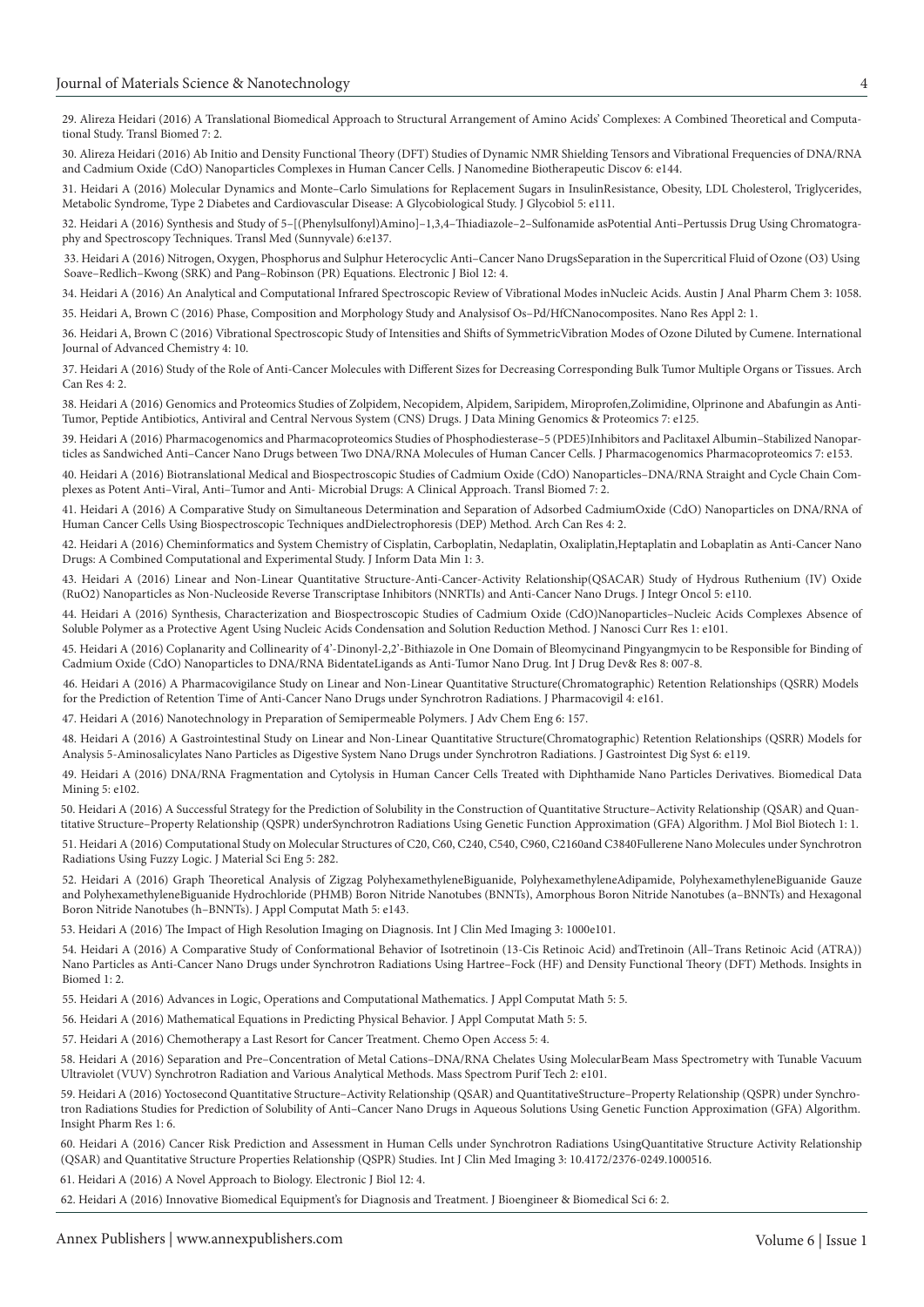29. Alireza Heidari (2016) A Translational Biomedical Approach to Structural Arrangement of Amino Acids' Complexes: A Combined Theoretical and Computational Study. Transl Biomed 7: 2.

30. Alireza Heidari (2016) Ab Initio and Density Functional Theory (DFT) Studies of Dynamic NMR Shielding Tensors and Vibrational Frequencies of DNA/RNA and Cadmium Oxide (CdO) Nanoparticles Complexes in Human Cancer Cells. J Nanomedine Biotherapeutic Discov 6: e144.

31. Heidari A (2016) Molecular Dynamics and Monte–Carlo Simulations for Replacement Sugars in InsulinResistance, Obesity, LDL Cholesterol, Triglycerides, Metabolic Syndrome, Type 2 Diabetes and Cardiovascular Disease: A Glycobiological Study. J Glycobiol 5: e111.

32. Heidari A (2016) Synthesis and Study of 5–[(Phenylsulfonyl)Amino]–1,3,4–Thiadiazole–2–Sulfonamide asPotential Anti–Pertussis Drug Using Chromatography and Spectroscopy Techniques. Transl Med (Sunnyvale) 6:e137.

33. Heidari A (2016) Nitrogen, Oxygen, Phosphorus and Sulphur Heterocyclic Anti–Cancer Nano DrugsSeparation in the Supercritical Fluid of Ozone (O3) Using Soave–Redlich–Kwong (SRK) and Pang–Robinson (PR) Equations. Electronic J Biol 12: 4.

34. Heidari A (2016) An Analytical and Computational Infrared Spectroscopic Review of Vibrational Modes inNucleic Acids. Austin J Anal Pharm Chem 3: 1058.

35. Heidari A, Brown C (2016) Phase, Composition and Morphology Study and Analysisof Os–Pd/HfCNanocomposites. Nano Res Appl 2: 1.

36. Heidari A, Brown C (2016) Vibrational Spectroscopic Study of Intensities and Shifts of SymmetricVibration Modes of Ozone Diluted by Cumene. International Journal of Advanced Chemistry 4: 10.

37. Heidari A (2016) Study of the Role of Anti-Cancer Molecules with Different Sizes for Decreasing Corresponding Bulk Tumor Multiple Organs or Tissues. Arch Can Res 4: 2.

38. Heidari A (2016) Genomics and Proteomics Studies of Zolpidem, Necopidem, Alpidem, Saripidem, Miroprofen,Zolimidine, Olprinone and Abafungin as Anti-Tumor, Peptide Antibiotics, Antiviral and Central Nervous System (CNS) Drugs. J Data Mining Genomics & Proteomics 7: e125.

39. Heidari A (2016) Pharmacogenomics and Pharmacoproteomics Studies of Phosphodiesterase–5 (PDE5)Inhibitors and Paclitaxel Albumin–Stabilized Nanoparticles as Sandwiched Anti–Cancer Nano Drugs between Two DNA/RNA Molecules of Human Cancer Cells. J Pharmacogenomics Pharmacoproteomics 7: e153.

40. Heidari A (2016) Biotranslational Medical and Biospectroscopic Studies of Cadmium Oxide (CdO) Nanoparticles–DNA/RNA Straight and Cycle Chain Complexes as Potent Anti–Viral, Anti–Tumor and Anti- Microbial Drugs: A Clinical Approach. Transl Biomed 7: 2.

41. Heidari A (2016) A Comparative Study on Simultaneous Determination and Separation of Adsorbed CadmiumOxide (CdO) Nanoparticles on DNA/RNA of Human Cancer Cells Using Biospectroscopic Techniques andDielectrophoresis (DEP) Method. Arch Can Res 4: 2.

42. Heidari A (2016) Cheminformatics and System Chemistry of Cisplatin, Carboplatin, Nedaplatin, Oxaliplatin,Heptaplatin and Lobaplatin as Anti-Cancer Nano Drugs: A Combined Computational and Experimental Study. J Inform Data Min 1: 3.

43. Heidari A (2016) Linear and Non-Linear Quantitative Structure-Anti-Cancer-Activity Relationship(QSACAR) Study of Hydrous Ruthenium (IV) Oxide (RuO2) Nanoparticles as Non-Nucleoside Reverse Transcriptase Inhibitors (NNRTIs) and Anti-Cancer Nano Drugs. J Integr Oncol 5: e110.

44. Heidari A (2016) Synthesis, Characterization and Biospectroscopic Studies of Cadmium Oxide (CdO)Nanoparticles–Nucleic Acids Complexes Absence of Soluble Polymer as a Protective Agent Using Nucleic Acids Condensation and Solution Reduction Method. J Nanosci Curr Res 1: e101.

45. Heidari A (2016) Coplanarity and Collinearity of 4'-Dinonyl-2,2'-Bithiazole in One Domain of Bleomycinand Pingyangmycin to be Responsible for Binding of Cadmium Oxide (CdO) Nanoparticles to DNA/RNA BidentateLigands as Anti-Tumor Nano Drug. Int J Drug Dev& Res 8: 007-8.

46. Heidari A (2016) A Pharmacovigilance Study on Linear and Non-Linear Quantitative Structure(Chromatographic) Retention Relationships (QSRR) Models for the Prediction of Retention Time of Anti-Cancer Nano Drugs under Synchrotron Radiations. J Pharmacovigil 4: e161.

47. Heidari A (2016) Nanotechnology in Preparation of Semipermeable Polymers. J Adv Chem Eng 6: 157.

48. Heidari A (2016) A Gastrointestinal Study on Linear and Non-Linear Quantitative Structure(Chromatographic) Retention Relationships (QSRR) Models for Analysis 5-Aminosalicylates Nano Particles as Digestive System Nano Drugs under Synchrotron Radiations. J Gastrointest Dig Syst 6: e119.

49. Heidari A (2016) DNA/RNA Fragmentation and Cytolysis in Human Cancer Cells Treated with Diphthamide Nano Particles Derivatives. Biomedical Data Mining 5: e102.

50. Heidari A (2016) A Successful Strategy for the Prediction of Solubility in the Construction of Quantitative Structure–Activity Relationship (QSAR) and Quantitative Structure–Property Relationship (QSPR) underSynchrotron Radiations Using Genetic Function Approximation (GFA) Algorithm. J Mol Biol Biotech 1: 1.

51. Heidari A (2016) Computational Study on Molecular Structures of C20, C60, C240, C540, C960, C2160and C3840Fullerene Nano Molecules under Synchrotron Radiations Using Fuzzy Logic. J Material Sci Eng 5: 282.

52. Heidari A (2016) Graph Theoretical Analysis of Zigzag PolyhexamethyleneBiguanide, PolyhexamethyleneAdipamide, PolyhexamethyleneBiguanide Gauze and PolyhexamethyleneBiguanide Hydrochloride (PHMB) Boron Nitride Nanotubes (BNNTs), Amorphous Boron Nitride Nanotubes (a–BNNTs) and Hexagonal Boron Nitride Nanotubes (h–BNNTs). J Appl Computat Math 5: e143.

53. Heidari A (2016) The Impact of High Resolution Imaging on Diagnosis. Int J Clin Med Imaging 3: 1000e101.

54. Heidari A (2016) A Comparative Study of Conformational Behavior of Isotretinoin (13-Cis Retinoic Acid) andTretinoin (All–Trans Retinoic Acid (ATRA)) Nano Particles as Anti-Cancer Nano Drugs under Synchrotron Radiations Using Hartree–Fock (HF) and Density Functional Theory (DFT) Methods. Insights in Biomed 1: 2.

55. Heidari A (2016) Advances in Logic, Operations and Computational Mathematics. J Appl Computat Math 5: 5.

56. Heidari A (2016) Mathematical Equations in Predicting Physical Behavior. J Appl Computat Math 5: 5.

57. Heidari A (2016) Chemotherapy a Last Resort for Cancer Treatment. Chemo Open Access 5: 4.

58. Heidari A (2016) Separation and Pre–Concentration of Metal Cations–DNA/RNA Chelates Using MolecularBeam Mass Spectrometry with Tunable Vacuum Ultraviolet (VUV) Synchrotron Radiation and Various Analytical Methods. Mass Spectrom Purif Tech 2: e101.

59. Heidari A (2016) Yoctosecond Quantitative Structure–Activity Relationship (QSAR) and QuantitativeStructure–Property Relationship (QSPR) under Synchrotron Radiations Studies for Prediction of Solubility of Anti–Cancer Nano Drugs in Aqueous Solutions Using Genetic Function Approximation (GFA) Algorithm. Insight Pharm Res 1: 6.

60. Heidari A (2016) Cancer Risk Prediction and Assessment in Human Cells under Synchrotron Radiations UsingQuantitative Structure Activity Relationship (QSAR) and Quantitative Structure Properties Relationship (QSPR) Studies. Int J Clin Med Imaging 3: 10.4172/2376-0249.1000516.

61. Heidari A (2016) A Novel Approach to Biology. Electronic J Biol 12: 4.

62. Heidari A (2016) Innovative Biomedical Equipment's for Diagnosis and Treatment. J Bioengineer & Biomedical Sci 6: 2.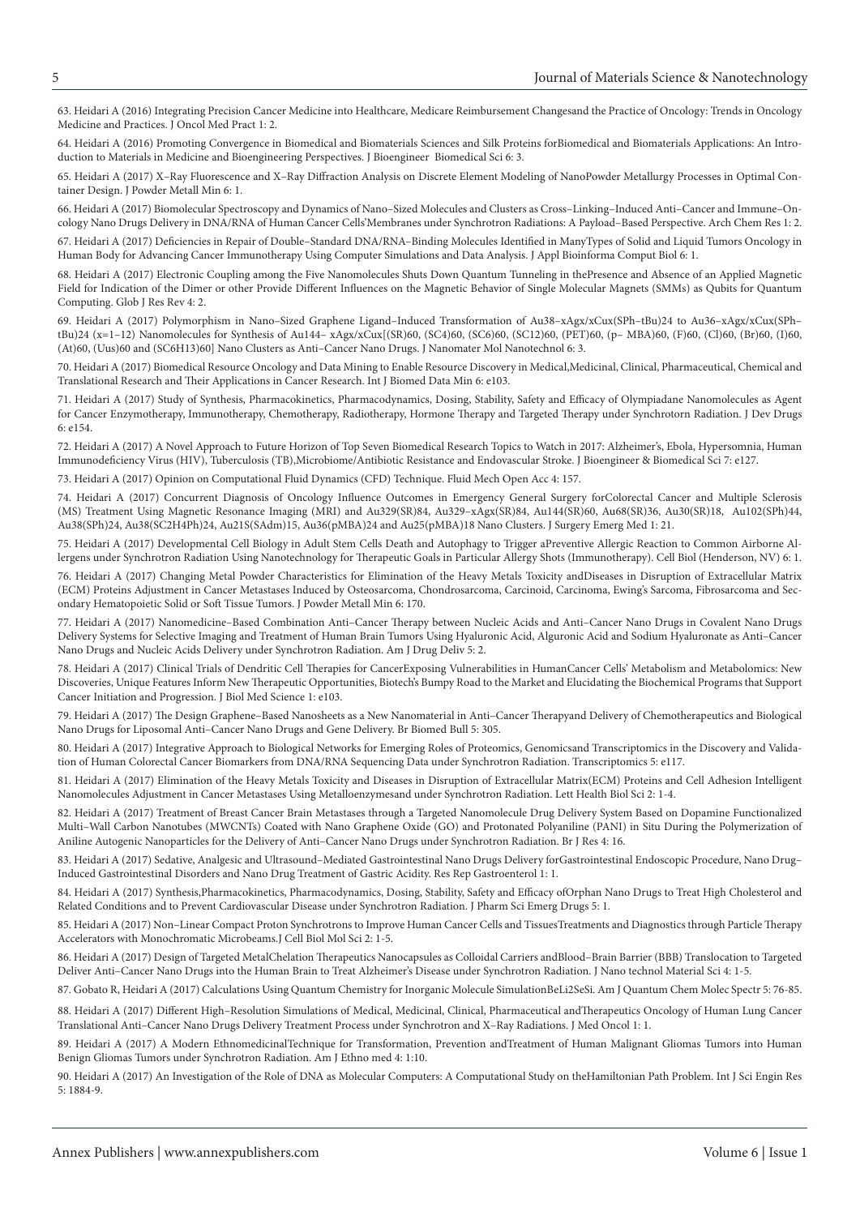63. Heidari A (2016) Integrating Precision Cancer Medicine into Healthcare, Medicare Reimbursement Changesand the Practice of Oncology: Trends in Oncology Medicine and Practices. J Oncol Med Pract 1: 2.

64. Heidari A (2016) Promoting Convergence in Biomedical and Biomaterials Sciences and Silk Proteins forBiomedical and Biomaterials Applications: An Introduction to Materials in Medicine and Bioengineering Perspectives. J Bioengineer Biomedical Sci 6: 3.

65. Heidari A (2017) X–Ray Fluorescence and X–Ray Diffraction Analysis on Discrete Element Modeling of NanoPowder Metallurgy Processes in Optimal Container Design. J Powder Metall Min 6: 1.

66. Heidari A (2017) Biomolecular Spectroscopy and Dynamics of Nano–Sized Molecules and Clusters as Cross–Linking–Induced Anti–Cancer and Immune–Oncology Nano Drugs Delivery in DNA/RNA of Human Cancer Cells'Membranes under Synchrotron Radiations: A Payload–Based Perspective. Arch Chem Res 1: 2.

67. Heidari A (2017) Deficiencies in Repair of Double–Standard DNA/RNA–Binding Molecules Identified in ManyTypes of Solid and Liquid Tumors Oncology in Human Body for Advancing Cancer Immunotherapy Using Computer Simulations and Data Analysis. J Appl Bioinforma Comput Biol 6: 1.

68. Heidari A (2017) Electronic Coupling among the Five Nanomolecules Shuts Down Quantum Tunneling in thePresence and Absence of an Applied Magnetic Field for Indication of the Dimer or other Provide Different Influences on the Magnetic Behavior of Single Molecular Magnets (SMMs) as Qubits for Quantum Computing. Glob J Res Rev 4: 2.

69. Heidari A (2017) Polymorphism in Nano–Sized Graphene Ligand–Induced Transformation of Au38–xAgx/xCux(SPh–tBu)24 to Au36–xAgx/xCux(SPh–tBu)24 (x=1–12) Nanomolecules for Synthesis of Au144– xAgx/xCux[(SR)60, (SC4)60, (SC6)60, (SC12)60, (PET)60, (p– MBA)60, (F)60, (Cl)60, (Br)60, (I)60, (At)60, (Uus)60 and (SC6H13)60] Nano Clusters as Anti–Cancer Nano Drugs. J Nanomater Mol Nanotechnol 6: 3.

70. Heidari A (2017) Biomedical Resource Oncology and Data Mining to Enable Resource Discovery in Medical,Medicinal, Clinical, Pharmaceutical, Chemical and Translational Research and Their Applications in Cancer Research. Int J Biomed Data Min 6: e103.

71. Heidari A (2017) Study of Synthesis, Pharmacokinetics, Pharmacodynamics, Dosing, Stability, Safety and Efficacy of Olympiadane Nanomolecules as Agent for Cancer Enzymotherapy, Immunotherapy, Chemotherapy, Radiotherapy, Hormone Therapy and Targeted Therapy under Synchrotorn Radiation. J Dev Drugs 6: e154.

72. Heidari A (2017) A Novel Approach to Future Horizon of Top Seven Biomedical Research Topics to Watch in 2017: Alzheimer's, Ebola, Hypersomnia, Human Immunodeficiency Virus (HIV), Tuberculosis (TB),Microbiome/Antibiotic Resistance and Endovascular Stroke. J Bioengineer & Biomedical Sci 7: e127.

73. Heidari A (2017) Opinion on Computational Fluid Dynamics (CFD) Technique. Fluid Mech Open Acc 4: 157.

74. Heidari A (2017) Concurrent Diagnosis of Oncology Influence Outcomes in Emergency General Surgery forColorectal Cancer and Multiple Sclerosis (MS) Treatment Using Magnetic Resonance Imaging (MRI) and Au329(SR)84, Au329–xAgx(SR)84, Au144(SR)60, Au68(SR)36, Au30(SR)18, Au102(SPh)44, Au38(SPh)24, Au38(SC2H4Ph)24, Au21S(SAdm)15, Au36(pMBA)24 and Au25(pMBA)18 Nano Clusters. J Surgery Emerg Med 1: 21.

75. Heidari A (2017) Developmental Cell Biology in Adult Stem Cells Death and Autophagy to Trigger aPreventive Allergic Reaction to Common Airborne Allergens under Synchrotron Radiation Using Nanotechnology for Therapeutic Goals in Particular Allergy Shots (Immunotherapy). Cell Biol (Henderson, NV) 6: 1.

76. Heidari A (2017) Changing Metal Powder Characteristics for Elimination of the Heavy Metals Toxicity andDiseases in Disruption of Extracellular Matrix (ECM) Proteins Adjustment in Cancer Metastases Induced by Osteosarcoma, Chondrosarcoma, Carcinoid, Carcinoma, Ewing's Sarcoma, Fibrosarcoma and Secondary Hematopoietic Solid or Soft Tissue Tumors. J Powder Metall Min 6: 170.

77. Heidari A (2017) Nanomedicine–Based Combination Anti–Cancer Therapy between Nucleic Acids and Anti–Cancer Nano Drugs in Covalent Nano Drugs Delivery Systems for Selective Imaging and Treatment of Human Brain Tumors Using Hyaluronic Acid, Alguronic Acid and Sodium Hyaluronate as Anti–Cancer Nano Drugs and Nucleic Acids Delivery under Synchrotron Radiation. Am J Drug Deliv 5: 2.

78. Heidari A (2017) Clinical Trials of Dendritic Cell Therapies for CancerExposing Vulnerabilities in HumanCancer Cells' Metabolism and Metabolomics: New Discoveries, Unique Features Inform New Therapeutic Opportunities, Biotech's Bumpy Road to the Market and Elucidating the Biochemical Programs that Support Cancer Initiation and Progression. J Biol Med Science 1: e103.

79. Heidari A (2017) The Design Graphene–Based Nanosheets as a New Nanomaterial in Anti–Cancer Therapyand Delivery of Chemotherapeutics and Biological Nano Drugs for Liposomal Anti–Cancer Nano Drugs and Gene Delivery. Br Biomed Bull 5: 305.

80. Heidari A (2017) Integrative Approach to Biological Networks for Emerging Roles of Proteomics, Genomicsand Transcriptomics in the Discovery and Validation of Human Colorectal Cancer Biomarkers from DNA/RNA Sequencing Data under Synchrotron Radiation. Transcriptomics 5: e117.

81. Heidari A (2017) Elimination of the Heavy Metals Toxicity and Diseases in Disruption of Extracellular Matrix(ECM) Proteins and Cell Adhesion Intelligent Nanomolecules Adjustment in Cancer Metastases Using Metalloenzymesand under Synchrotron Radiation. Lett Health Biol Sci 2: 1-4.

82. Heidari A (2017) Treatment of Breast Cancer Brain Metastases through a Targeted Nanomolecule Drug Delivery System Based on Dopamine Functionalized Multi–Wall Carbon Nanotubes (MWCNTs) Coated with Nano Graphene Oxide (GO) and Protonated Polyaniline (PANI) in Situ During the Polymerization of Aniline Autogenic Nanoparticles for the Delivery of Anti–Cancer Nano Drugs under Synchrotron Radiation. Br J Res 4: 16.

83. Heidari A (2017) Sedative, Analgesic and Ultrasound–Mediated Gastrointestinal Nano Drugs Delivery forGastrointestinal Endoscopic Procedure, Nano Drug–Induced Gastrointestinal Disorders and Nano Drug Treatment of Gastric Acidity. Res Rep Gastroenterol 1: 1.

84. Heidari A (2017) Synthesis,Pharmacokinetics, Pharmacodynamics, Dosing, Stability, Safety and Efficacy ofOrphan Nano Drugs to Treat High Cholesterol and Related Conditions and to Prevent Cardiovascular Disease under Synchrotron Radiation. J Pharm Sci Emerg Drugs 5: 1.

85. Heidari A (2017) Non–Linear Compact Proton Synchrotrons to Improve Human Cancer Cells and TissuesTreatments and Diagnostics through Particle Therapy Accelerators with Monochromatic Microbeams.J Cell Biol Mol Sci 2: 1-5.

86. Heidari A (2017) Design of Targeted MetalChelation Therapeutics Nanocapsules as Colloidal Carriers andBlood–Brain Barrier (BBB) Translocation to Targeted Deliver Anti–Cancer Nano Drugs into the Human Brain to Treat Alzheimer's Disease under Synchrotron Radiation. J Nano technol Material Sci 4: 1-5.

87. Gobato R, Heidari A (2017) Calculations Using Quantum Chemistry for Inorganic Molecule SimulationBeLi2SeSi. Am J Quantum Chem Molec Spectr 5: 76-85.

88. Heidari A (2017) Different High–Resolution Simulations of Medical, Medicinal, Clinical, Pharmaceutical andTherapeutics Oncology of Human Lung Cancer Translational Anti–Cancer Nano Drugs Delivery Treatment Process under Synchrotron and X–Ray Radiations. J Med Oncol 1: 1.

89. Heidari A (2017) A Modern EthnomedicinalTechnique for Transformation, Prevention andTreatment of Human Malignant Gliomas Tumors into Human Benign Gliomas Tumors under Synchrotron Radiation. Am J Ethno med 4: 1:10.

90. Heidari A (2017) An Investigation of the Role of DNA as Molecular Computers: A Computational Study on theHamiltonian Path Problem. Int J Sci Engin Res 5: 1884-9.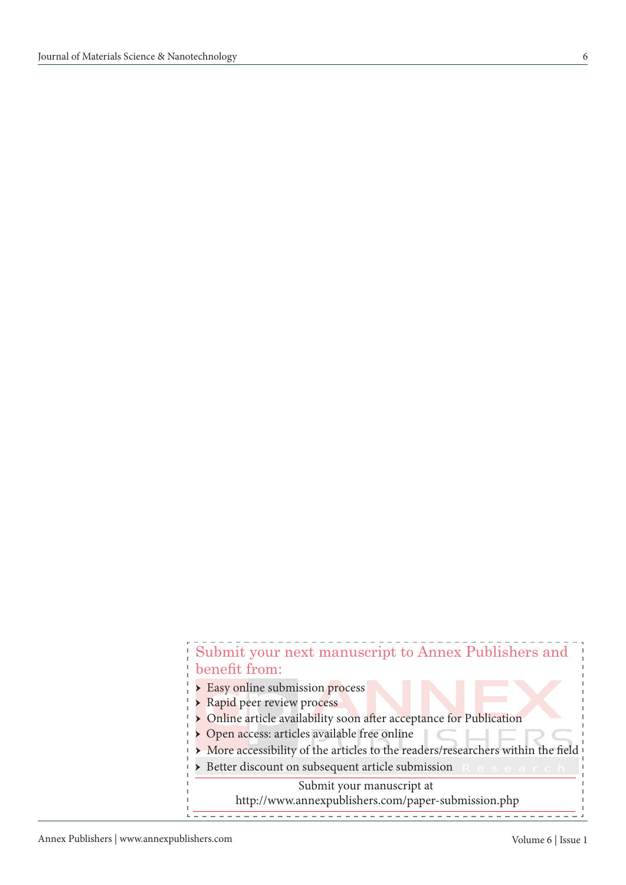Submit your next manuscript to Annex Publishers and benefit from:

- Easy online submission process
- Rapid peer review process
- Online article availability soon after acceptance for Publication
- Open access: articles available free online
- More accessibility of the articles to the readers/researchers within the field
- Better discount on subsequent article submission

Submit your manuscript at
http://www.annexpublishers.com/paper-submission.php